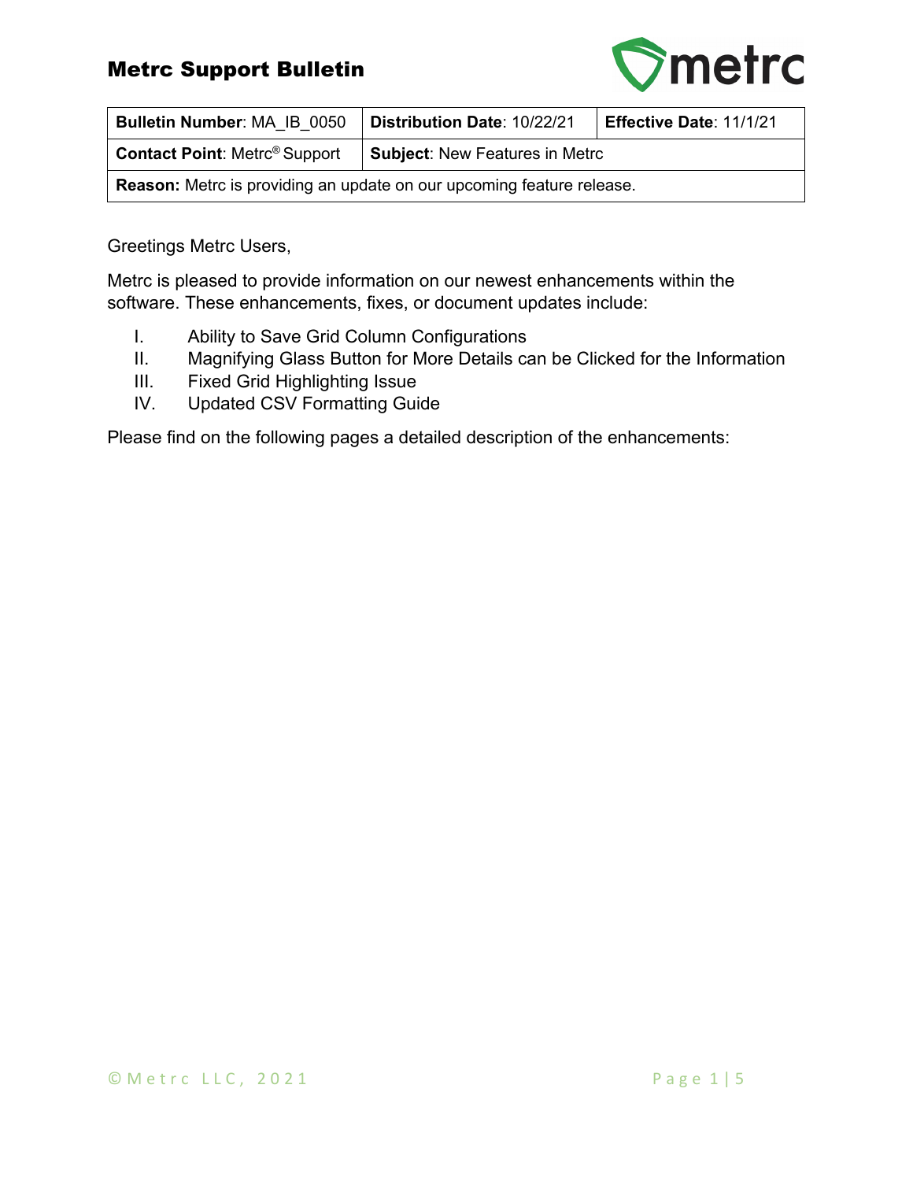# Metrc Support Bulletin

| **Bulletin Number**: MA_IB_0050 | **Distribution Date**: 10/22/21 | **Effective Date**: 11/1/21 |
|---|---|---|
| **Contact Point**: Metrc® Support | **Subject**: New Features in Metrc | |
| **Reason:** Metrc is providing an update on our upcoming feature release. | | |

Greetings Metrc Users,

Metrc is pleased to provide information on our newest enhancements within the software. These enhancements, fixes, or document updates include:

I. Ability to Save Grid Column Configurations
II. Magnifying Glass Button for More Details can be Clicked for the Information
III. Fixed Grid Highlighting Issue
IV. Updated CSV Formatting Guide

Please find on the following pages a detailed description of the enhancements: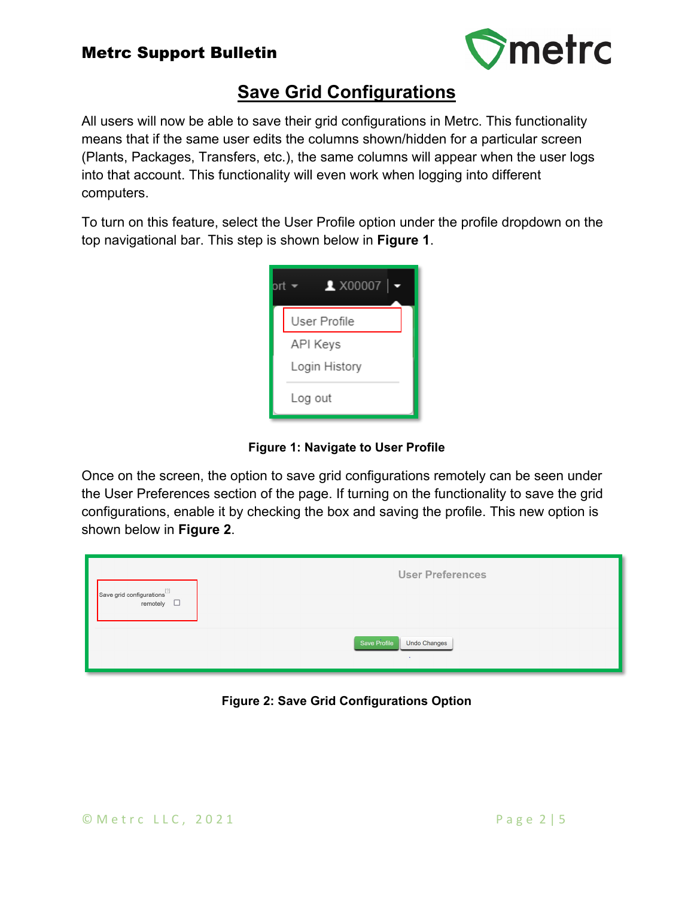# Save Grid Configurations

All users will now be able to save their grid configurations in Metrc. This functionality means that if the same user edits the columns shown/hidden for a particular screen (Plants, Packages, Transfers, etc.), the same columns will appear when the user logs into that account. This functionality will even work when logging into different computers.

To turn on this feature, select the User Profile option under the profile dropdown on the top navigational bar. This step is shown below in **Figure 1**.

**Figure 1: Navigate to User Profile**

Once on the screen, the option to save grid configurations remotely can be seen under the User Preferences section of the page. If turning on the functionality to save the grid configurations, enable it by checking the box and saving the profile. This new option is shown below in **Figure 2**.

**Figure 2: Save Grid Configurations Option**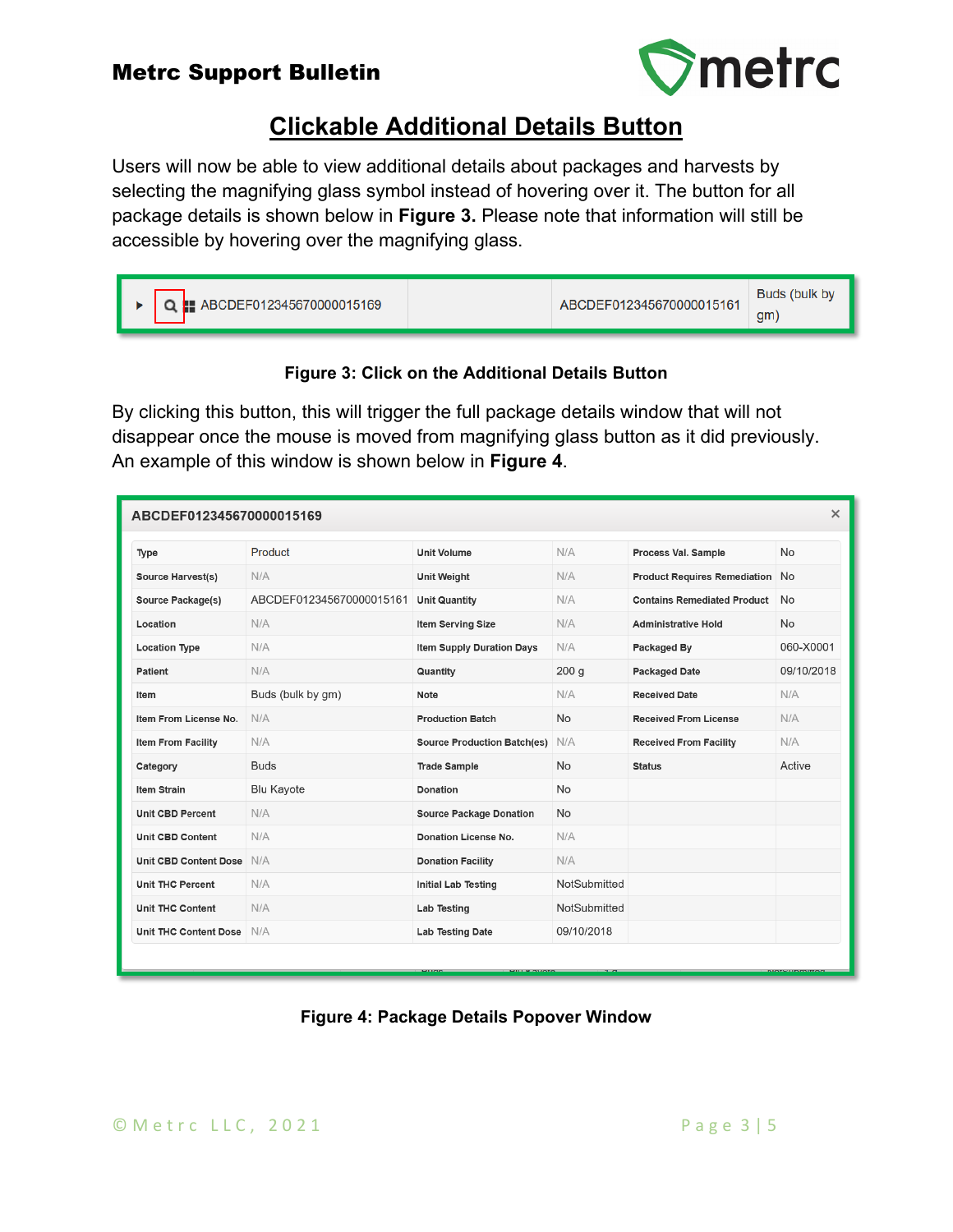## Clickable Additional Details Button

Users will now be able to view additional details about packages and harvests by selecting the magnifying glass symbol instead of hovering over it. The button for all package details is shown below in **Figure 3.** Please note that information will still be accessible by hovering over the magnifying glass.

| ABCDEF012345670000015169 | | ABCDEF012345670000015161 | Buds (bulk by gm) |
|---|---|---|---|

**Figure 3: Click on the Additional Details Button**

By clicking this button, this will trigger the full package details window that will not disappear once the mouse is moved from magnifying glass button as it did previously. An example of this window is shown below in **Figure 4**.

**ABCDEF012345670000015169**

| Type | Product | Unit Volume | N/A | Process Val. Sample | No |
|---|---|---|---|---|---|
| Source Harvest(s) | N/A | Unit Weight | N/A | Product Requires Remediation | No |
| Source Package(s) | ABCDEF012345670000015161 | Unit Quantity | N/A | Contains Remediated Product | No |
| Location | N/A | Item Serving Size | N/A | Administrative Hold | No |
| Location Type | N/A | Item Supply Duration Days | N/A | Packaged By | 060-X0001 |
| Patient | N/A | Quantity | 200 g | Packaged Date | 09/10/2018 |
| Item | Buds (bulk by gm) | Note | N/A | Received Date | N/A |
| Item From License No. | N/A | Production Batch | No | Received From License | N/A |
| Item From Facility | N/A | Source Production Batch(es) | N/A | Received From Facility | N/A |
| Category | Buds | Trade Sample | No | Status | Active |
| Item Strain | Blu Kayote | Donation | No | | |
| Unit CBD Percent | N/A | Source Package Donation | No | | |
| Unit CBD Content | N/A | Donation License No. | N/A | | |
| Unit CBD Content Dose | N/A | Donation Facility | N/A | | |
| Unit THC Percent | N/A | Initial Lab Testing | NotSubmitted | | |
| Unit THC Content | N/A | Lab Testing | NotSubmitted | | |
| Unit THC Content Dose | N/A | Lab Testing Date | 09/10/2018 | | |

**Figure 4: Package Details Popover Window**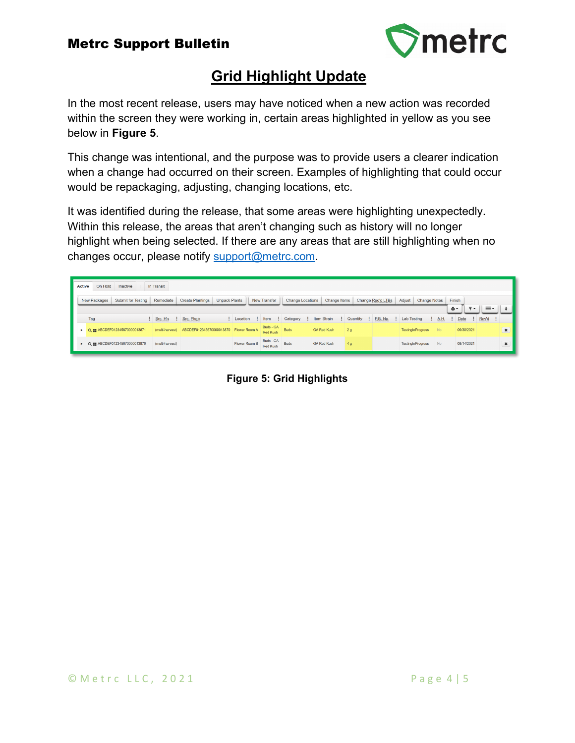# Grid Highlight Update

In the most recent release, users may have noticed when a new action was recorded within the screen they were working in, certain areas highlighted in yellow as you see below in **Figure 5**.

This change was intentional, and the purpose was to provide users a clearer indication when a change had occurred on their screen. Examples of highlighting that could occur would be repackaging, adjusting, changing locations, etc.

It was identified during the release, that some areas were highlighting unexpectedly. Within this release, the areas that aren't changing such as history will no longer highlight when being selected. If there are any areas that are still highlighting when no changes occur, please notify [support@metrc.com](mailto:support@metrc.com).

| Tag | Src. H's | Src. Pkg's | Location | Item | Category | Item Strain | Quantity | P.B. No. | Lab Testing | A.H. | Date | Rcv'd |
|---|---|---|---|---|---|---|---|---|---|---|---|---|
| ABCDEF012345670000013871 | (multi-harvest) | ABCDEF012345670000013870 | Flower Room A | Buds - GA Red Kush | Buds | GA Red Kush | 2 g | | TestingInProgress | No | 09/30/2021 | |
| ABCDEF012345670000013870 | (multi-harvest) | | Flower Room B | Buds - GA Red Kush | Buds | GA Red Kush | 4 g | | TestingInProgress | No | 08/14/2021 | |

**Figure 5: Grid Highlights**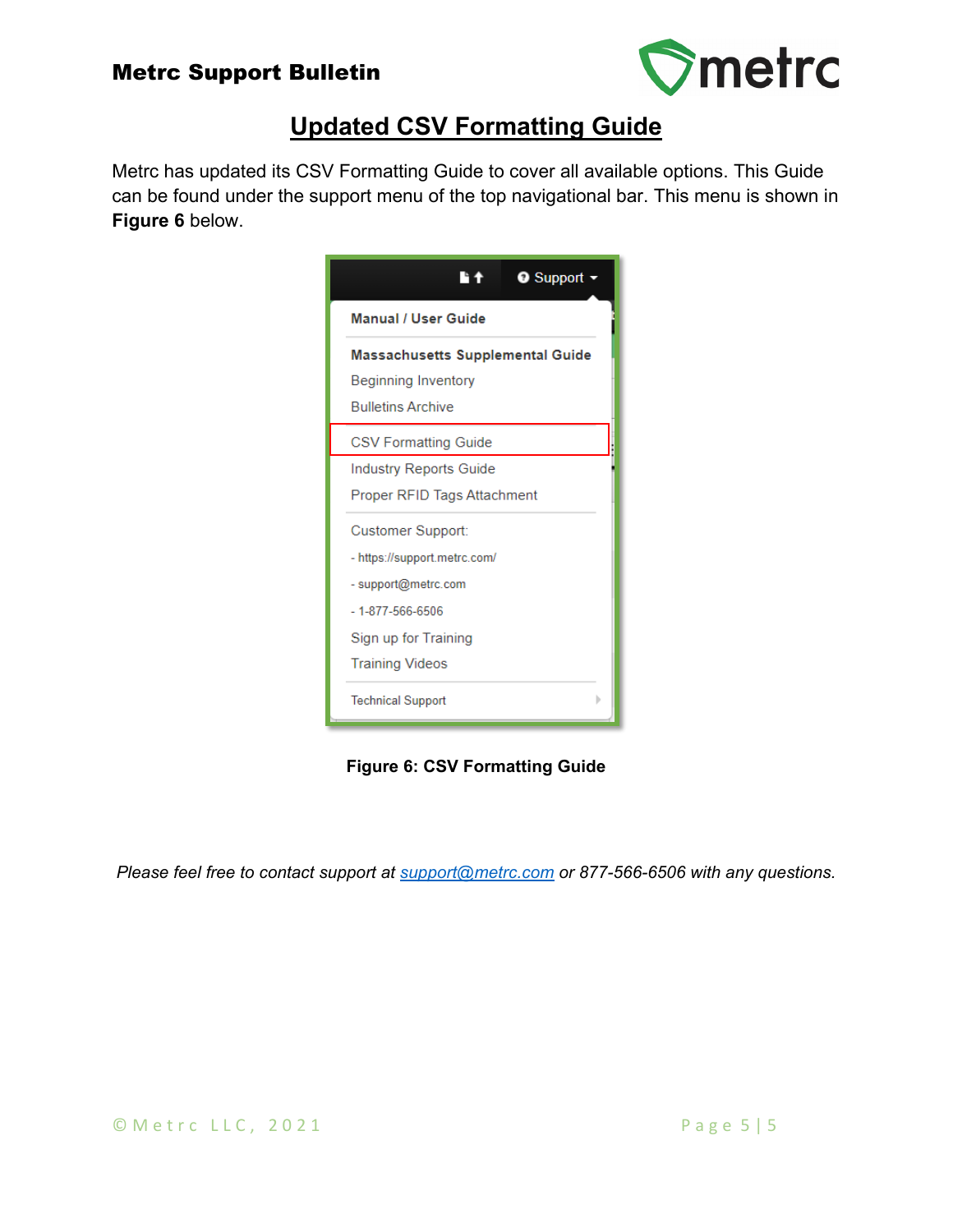## Updated CSV Formatting Guide

Metrc has updated its CSV Formatting Guide to cover all available options. This Guide can be found under the support menu of the top navigational bar. This menu is shown in **Figure 6** below.

**Figure 6: CSV Formatting Guide**

*Please feel free to contact support at [support@metrc.com](mailto:support@metrc.com) or 877-566-6506 with any questions.*